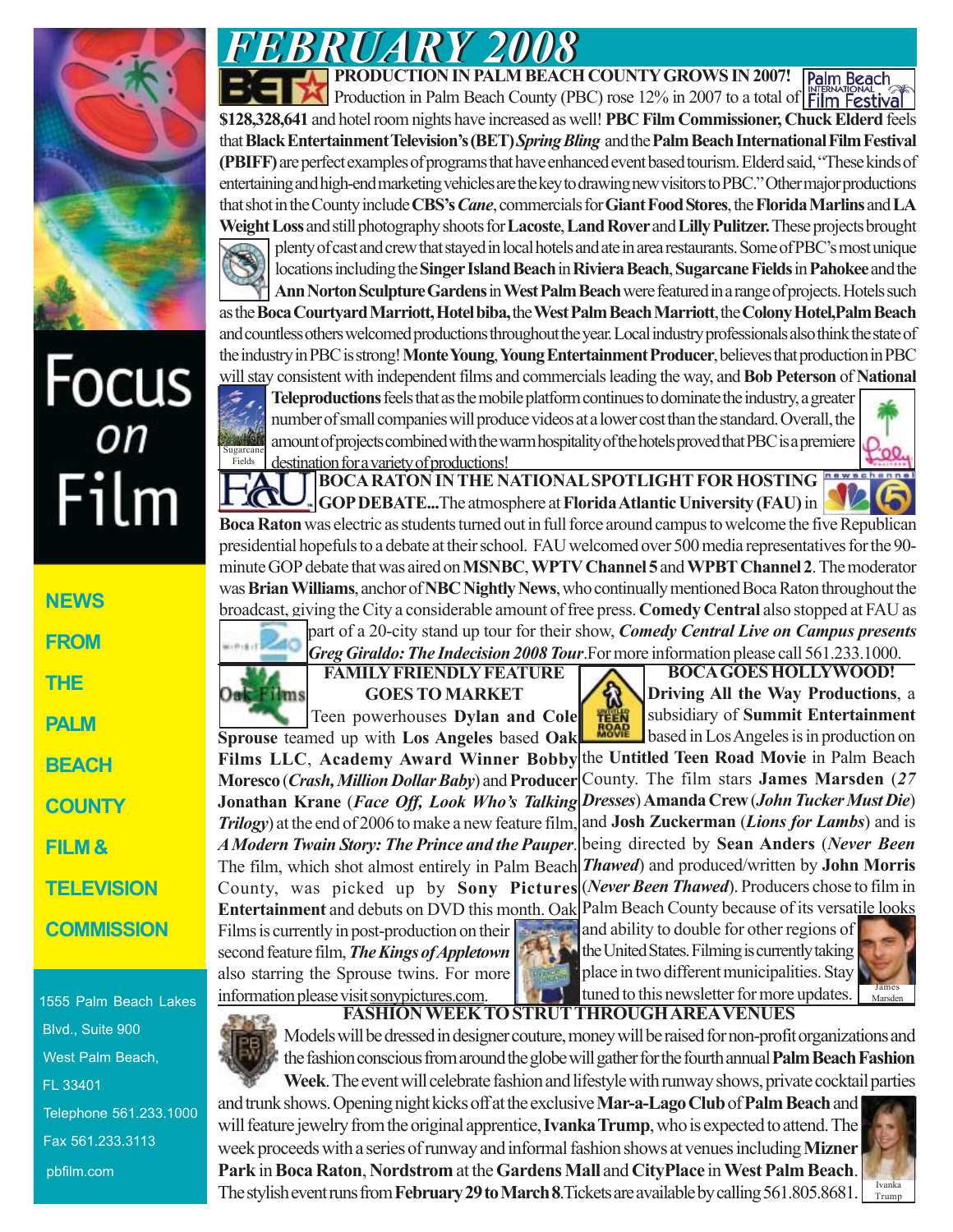# FEBRUARY 2008

## Focus on Film

**NEWS FROM THE PALM BEACH COUNTY FILM & TELEVISION COMMISSION**

1555 Palm Beach Lakes Blvd., Suite 900
West Palm Beach, FL 33401
Telephone 561.233.1000
Fax 561.233.3113
pbfilm.com

### PRODUCTION IN PALM BEACH COUNTY GROWS IN 2007!

Production in Palm Beach County (PBC) rose 12% in 2007 to a total of **$128,328,641** and hotel room nights have increased as well! **PBC Film Commissioner, Chuck Elderd** feels that **Black Entertainment Television's (BET)** ***Spring Bling*** and the **Palm Beach International Film Festival (PBIFF)** are perfect examples of programs that have enhanced event based tourism. Elderd said, "These kinds of entertaining and high-end marketing vehicles are the key to drawing new visitors to PBC." Other major productions that shot in the County include **CBS's** ***Cane***, commercials for **Giant Food Stores**, the **Florida Marlins** and **LA Weight Loss** and still photography shoots for **Lacoste**, **Land Rover** and **Lilly Pulitzer.** These projects brought plenty of cast and crew that stayed in local hotels and ate in area restaurants. Some of PBC's most unique locations including the **Singer Island Beach** in **Riviera Beach**, **Sugarcane Fields** in **Pahokee** and the **Ann Norton Sculpture Gardens** in **West Palm Beach** were featured in a range of projects. Hotels such as the **Boca Courtyard Marriott, Hotel biba,** the **West Palm Beach Marriott**, the **Colony Hotel, Palm Beach** and countless others welcomed productions throughout the year. Local industry professionals also think the state of the industry in PBC is strong! **Monte Young**, **Young Entertainment Producer**, believes that production in PBC will stay consistent with independent films and commercials leading the way, and **Bob Peterson** of **National Teleproductions** feels that as the mobile platform continues to dominate the industry, a greater number of small companies will produce videos at a lower cost than the standard. Overall, the amount of projects combined with the warm hospitality of the hotels proved that PBC is a premiere destination for a variety of productions!

Sugarcane Fields

### BOCA RATON IN THE NATIONAL SPOTLIGHT FOR HOSTING GOP DEBATE...

The atmosphere at **Florida Atlantic University (FAU)** in **Boca Raton** was electric as students turned out in full force around campus to welcome the five Republican presidential hopefuls to a debate at their school. FAU welcomed over 500 media representatives for the 90-minute GOP debate that was aired on **MSNBC**, **WPTV Channel 5** and **WPBT Channel 2**. The moderator was **Brian Williams**, anchor of **NBC Nightly News**, who continually mentioned Boca Raton throughout the broadcast, giving the City a considerable amount of free press. **Comedy Central** also stopped at FAU as part of a 20-city stand up tour for their show, ***Comedy Central Live on Campus presents Greg Giraldo: The Indecision 2008 Tour***. For more information please call 561.233.1000.

### FAMILY FRIENDLY FEATURE GOES TO MARKET

Teen powerhouses **Dylan and Cole Sprouse** teamed up with **Los Angeles** based **Oak Films LLC**, **Academy Award Winner Bobby Moresco** (*Crash, Million Dollar Baby*) and **Producer Jonathan Krane** (*Face Off, Look Who's Talking Trilogy*) at the end of 2006 to make a new feature film, *A Modern Twain Story: The Prince and the Pauper*. The film, which shot almost entirely in Palm Beach County, was picked up by **Sony Pictures Entertainment** and debuts on DVD this month. Oak Films is currently in post-production on their second feature film, ***The Kings of Appletown*** also starring the Sprouse twins. For more information please visit sonypictures.com.

### BOCA GOES HOLLYWOOD!

**Driving All the Way Productions**, a subsidiary of **Summit Entertainment** based in Los Angeles is in production on the **Untitled Teen Road Movie** in Palm Beach County. The film stars **James Marsden** (*27 Dresses*) **Amanda Crew** (*John Tucker Must Die*) and **Josh Zuckerman** (*Lions for Lambs*) and is being directed by **Sean Anders** (*Never Been Thawed*) and produced/written by **John Morris** (*Never Been Thawed*). Producers chose to film in Palm Beach County because of its versatile looks and ability to double for other regions of the United States. Filming is currently taking place in two different municipalities. Stay tuned to this newsletter for more updates.

James Marsden

### FASHION WEEK TO STRUT THROUGH AREA VENUES

Models will be dressed in designer couture, money will be raised for non-profit organizations and the fashion conscious from around the globe will gather for the fourth annual **Palm Beach Fashion Week**. The event will celebrate fashion and lifestyle with runway shows, private cocktail parties and trunk shows. Opening night kicks off at the exclusive **Mar-a-Lago Club** of **Palm Beach** and will feature jewelry from the original apprentice, **Ivanka Trump**, who is expected to attend. The week proceeds with a series of runway and informal fashion shows at venues including **Mizner Park** in **Boca Raton**, **Nordstrom** at the **Gardens Mall** and **CityPlace** in **West Palm Beach**. The stylish event runs from **February 29 to March 8**. Tickets are available by calling 561.805.8681.

Ivanka Trump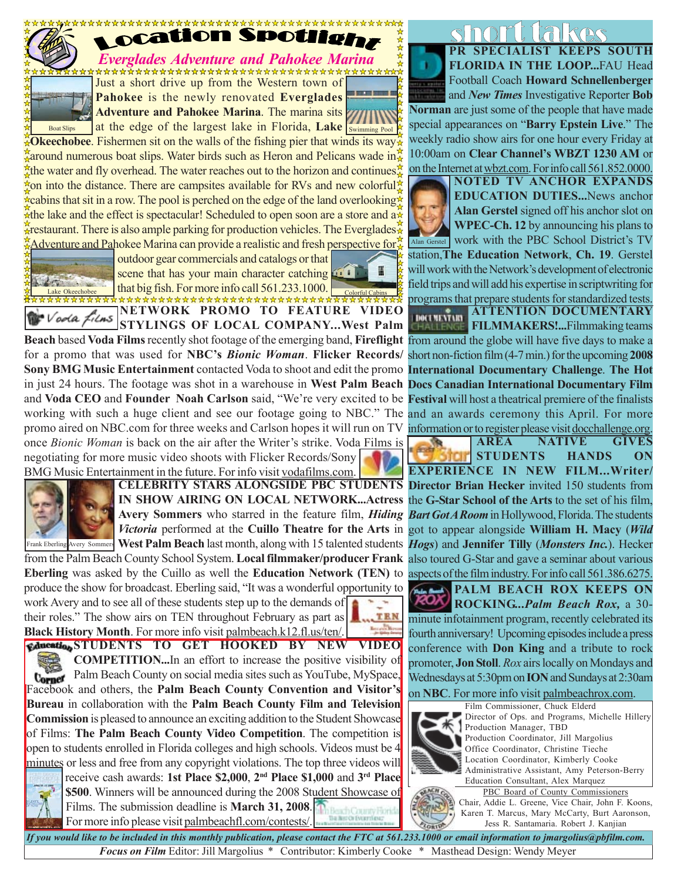# Location Spotlight

## *Everglades Adventure and Pahokee Marina*

Boat Slips

Swimming Pool

Just a short drive up from the Western town of **Pahokee** is the newly renovated **Everglades Adventure and Pahokee Marina**. The marina sits at the edge of the largest lake in Florida, **Lake Okeechobee**. Fishermen sit on the walls of the fishing pier that winds its way around numerous boat slips. Water birds such as Heron and Pelicans wade in the water and fly overhead. The water reaches out to the horizon and continues on into the distance. There are campsites available for RVs and new colorful cabins that sit in a row. The pool is perched on the edge of the land overlooking the lake and the effect is spectacular! Scheduled to open soon are a store and a restaurant. There is also ample parking for production vehicles. The Everglades Adventure and Pahokee Marina can provide a realistic and fresh perspective for outdoor gear commercials and catalogs or that scene that has your main character catching that big fish. For more info call 561.233.1000.

Lake Okeechobee

Colorful Cabins

**NETWORK PROMO TO FEATURE VIDEO STYLINGS OF LOCAL COMPANY...West Palm Beach** based **Voda Films** recently shot footage of the emerging band, **Fireflight** for a promo that was used for **NBC's *Bionic Woman***. **Flicker Records/ Sony BMG Music Entertainment** contacted Voda to shoot and edit the promo in just 24 hours. The footage was shot in a warehouse in **West Palm Beach** and **Voda CEO** and **Founder Noah Carlson** said, "We're very excited to be working with such a huge client and see our footage going to NBC." The promo aired on NBC.com for three weeks and Carlson hopes it will run on TV once *Bionic Woman* is back on the air after the Writer's strike. Voda Films is negotiating for more music video shoots with Flicker Records/Sony BMG Music Entertainment in the future. For info visit vodafilms.com.

Frank Eberling Avery Sommers

**CELEBRITY STARS ALONGSIDE PBC STUDENTS IN SHOW AIRING ON LOCAL NETWORK...**Actress **Avery Sommers** who starred in the feature film, ***Hiding Victoria*** performed at the **Cuillo Theatre for the Arts** in **West Palm Beach** last month, along with 15 talented students from the Palm Beach County School System. **Local filmmaker/producer Frank Eberling** was asked by the Cuillo as well the **Education Network (TEN)** to produce the show for broadcast. Eberling said, "It was a wonderful opportunity to work Avery and to see all of these students step up to the demands of their roles." The show airs on TEN throughout February as part as **Black History Month**. For more info visit palmbeach.k12.fl.us/ten/.

**Education Corner**

**STUDENTS TO GET HOOKED BY NEW VIDEO COMPETITION...**In an effort to increase the positive visibility of Palm Beach County on social media sites such as YouTube, MySpace, Facebook and others, the **Palm Beach County Convention and Visitor's Bureau** in collaboration with the **Palm Beach County Film and Television Commission** is pleased to announce an exciting addition to the Student Showcase of Films: **The Palm Beach County Video Competition**. The competition is open to students enrolled in Florida colleges and high schools. Videos must be 4 minutes or less and free from any copyright violations. The top three videos will receive cash awards: **1st Place $2,000**, **2nd Place $1,000** and **3rd Place $500**. Winners will be announced during the 2008 Student Showcase of Films. The submission deadline is **March 31, 2008**. For more info please visit palmbeachfl.com/contests/.

# short takes

**PR SPECIALIST KEEPS SOUTH FLORIDA IN THE LOOP...**FAU Head Football Coach **Howard Schnellenberger** and ***New Times*** Investigative Reporter **Bob Norman** are just some of the people that have made special appearances on "**Barry Epstein Live**." The weekly radio show airs for one hour every Friday at 10:00am on **Clear Channel's WBZT 1230 AM** or on the Internet at wbzt.com. For info call 561.852.0000.

Alan Gerstel

**NOTED TV ANCHOR EXPANDS EDUCATION DUTIES...**News anchor **Alan Gerstel** signed off his anchor slot on **WPEC-Ch. 12** by announcing his plans to work with the PBC School District's TV station, **The Education Network**, **Ch. 19**. Gerstel will work with the Network's development of electronic field trips and will add his expertise in scriptwriting for programs that prepare students for standardized tests.

**ATTENTION DOCUMENTARY FILMMAKERS!...**Filmmaking teams from around the globe will have five days to make a short non-fiction film (4-7 min.) for the upcoming **2008 International Documentary Challenge**. **The Hot Docs Canadian International Documentary Film Festival** will host a theatrical premiere of the finalists and an awards ceremony this April. For more information or to register please visit docchallenge.org.

**AREA NATIVE GIVES STUDENTS HANDS ON EXPERIENCE IN NEW FILM...Writer/ Director Brian Hecker** invited 150 students from the **G-Star School of the Arts** to the set of his film, ***Bart Got A Room*** in Hollywood, Florida. The students got to appear alongside **William H. Macy** (***Wild Hogs***) and **Jennifer Tilly** (***Monsters Inc.***). Hecker also toured G-Star and gave a seminar about various aspects of the film industry. For info call 561.386.6275.

**PALM BEACH ROX KEEPS ON ROCKING...*Palm Beach Rox,*** a 30-minute infotainment program, recently celebrated its fourth anniversary! Upcoming episodes include a press conference with **Don King** and a tribute to rock promoter, **Jon Stoll**. *Rox* airs locally on Mondays and Wednesdays at 5:30pm on **ION** and Sundays at 2:30am on **NBC**. For more info visit palmbeachrox.com.

Film Commissioner, Chuck Elderd
Director of Ops. and Programs, Michelle Hillery
Production Manager, TBD
Production Coordinator, Jill Margolius
Office Coordinator, Christine Tieche
Location Coordinator, Kimberly Cooke
Administrative Assistant, Amy Peterson-Berry
Education Consultant, Alex Marquez

PBC Board of County Commissioners
Chair, Addie L. Greene, Vice Chair, John F. Koons, Karen T. Marcus, Mary McCarty, Burt Aaronson, Jess R. Santamaria. Robert J. Kanjian

*If you would like to be included in this monthly publication, please contact the FTC at 561.233.1000 or email information to jmargolius@pbfilm.com.*

***Focus on Film*** Editor: Jill Margolius * Contributor: Kimberly Cooke * Masthead Design: Wendy Meyer